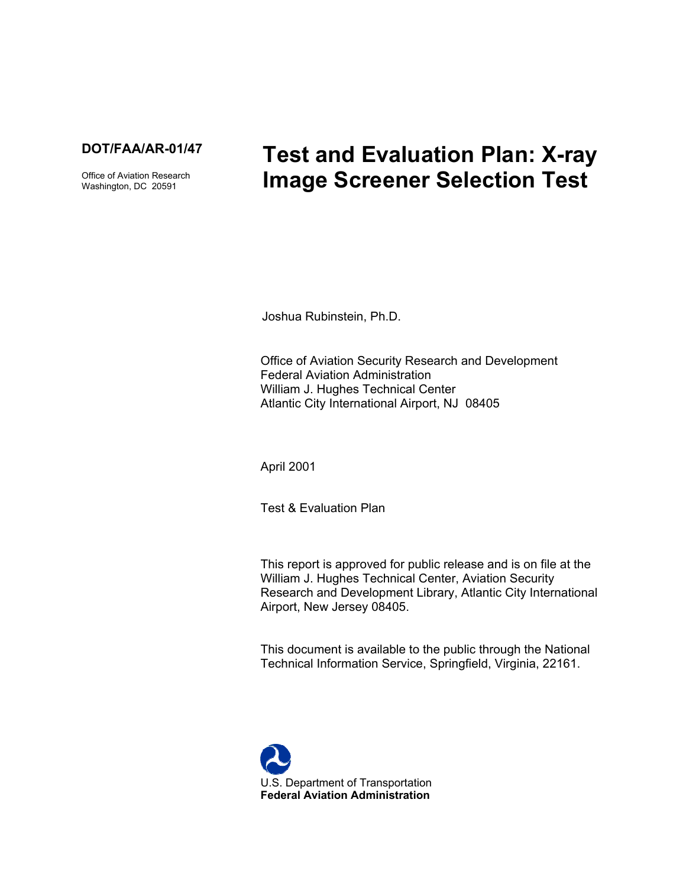**DOT/FAA/AR-01/47**

Office of Aviation Research
Washington, DC 20591

# Test and Evaluation Plan: X-ray Image Screener Selection Test

Joshua Rubinstein, Ph.D.

Office of Aviation Security Research and Development
Federal Aviation Administration
William J. Hughes Technical Center
Atlantic City International Airport, NJ 08405

April 2001

Test & Evaluation Plan

This report is approved for public release and is on file at the William J. Hughes Technical Center, Aviation Security Research and Development Library, Atlantic City International Airport, New Jersey 08405.

This document is available to the public through the National Technical Information Service, Springfield, Virginia, 22161.

U.S. Department of Transportation
**Federal Aviation Administration**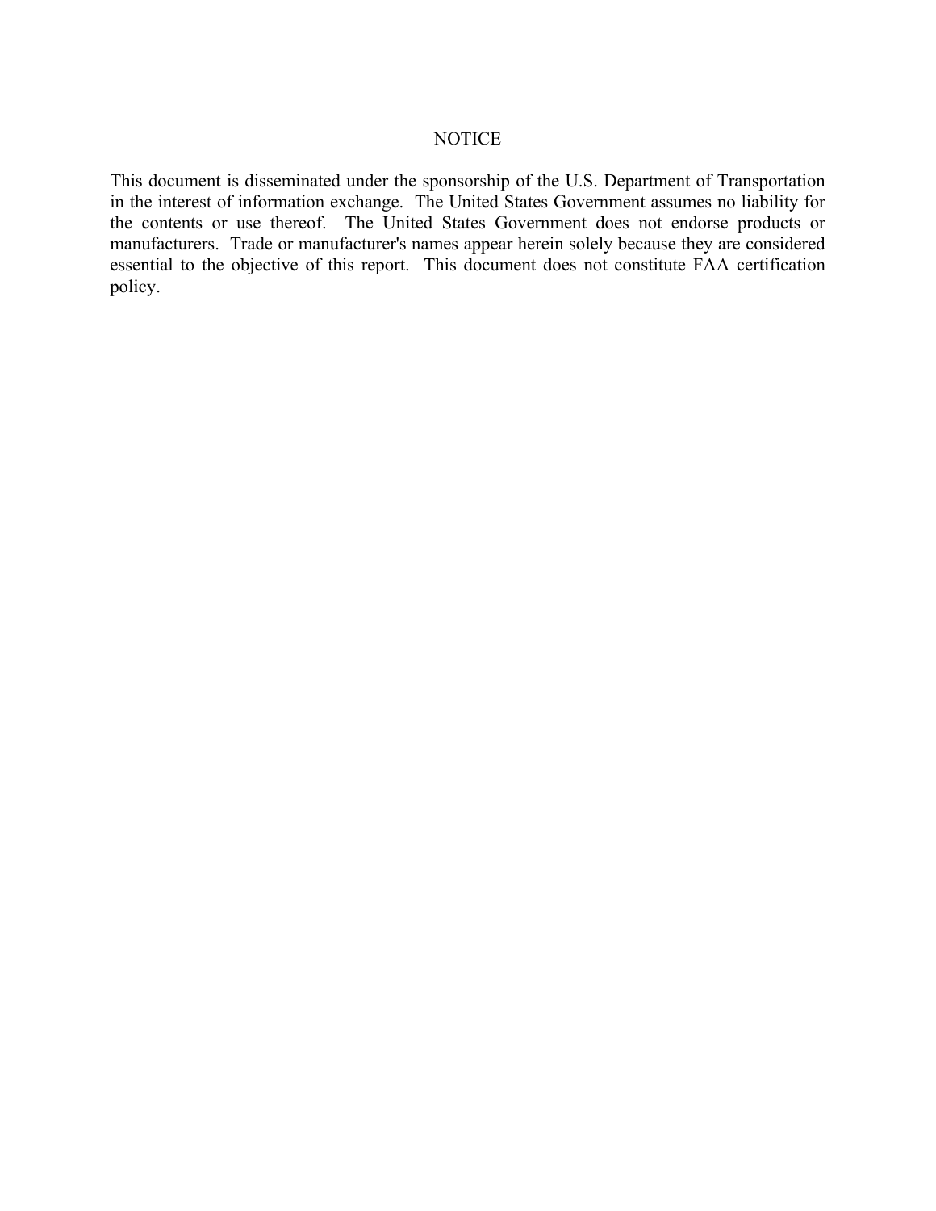# NOTICE

This document is disseminated under the sponsorship of the U.S. Department of Transportation in the interest of information exchange. The United States Government assumes no liability for the contents or use thereof. The United States Government does not endorse products or manufacturers. Trade or manufacturer's names appear herein solely because they are considered essential to the objective of this report. This document does not constitute FAA certification policy.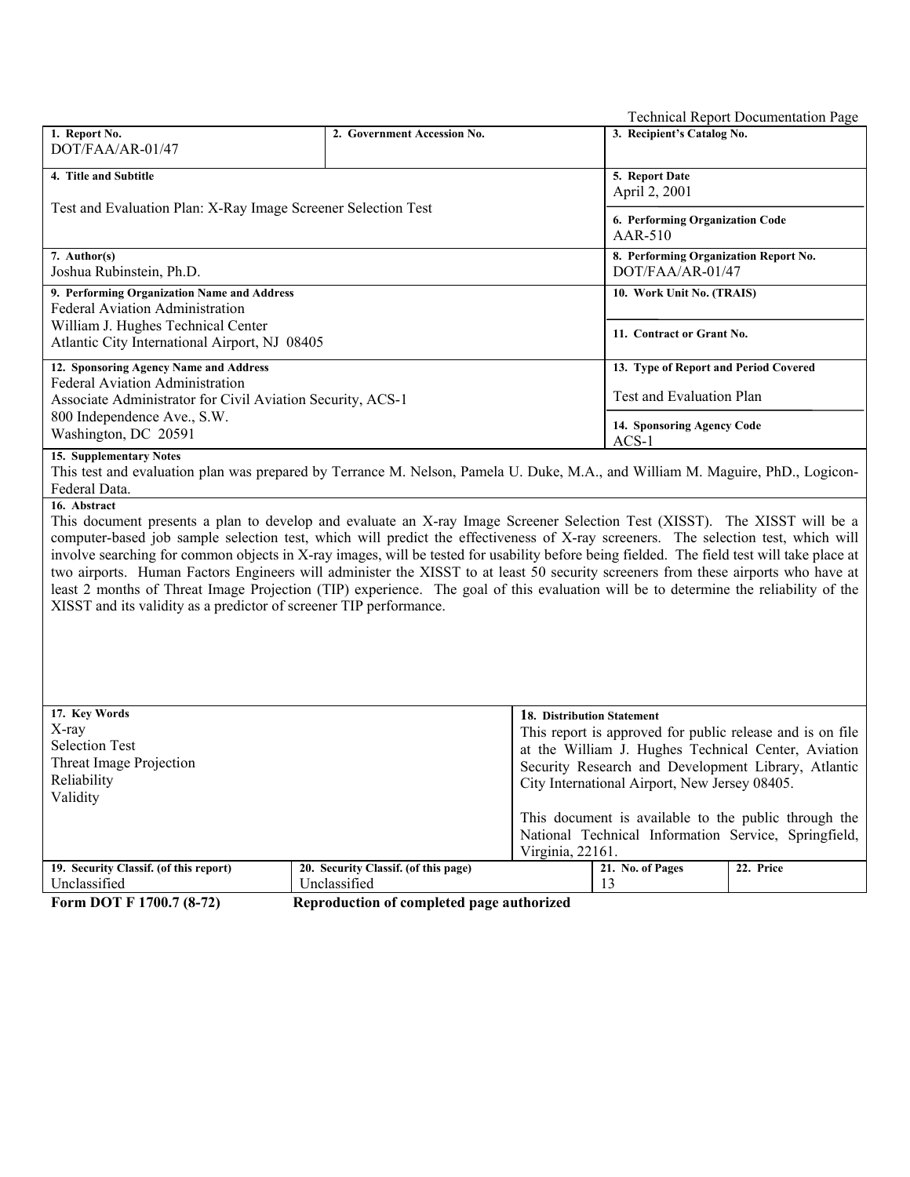Technical Report Documentation Page

| 1. Report No. | 2. Government Accession No. | 3. Recipient's Catalog No. |
|---|---|---|
| DOT/FAA/AR-01/47 | | |
| **4. Title and Subtitle** | | **5. Report Date** |
| Test and Evaluation Plan: X-Ray Image Screener Selection Test | | April 2, 2001 |
| | | **6. Performing Organization Code** |
| | | AAR-510 |
| **7. Author(s)** | | **8. Performing Organization Report No.** |
| Joshua Rubinstein, Ph.D. | | DOT/FAA/AR-01/47 |
| **9. Performing Organization Name and Address** | | **10. Work Unit No. (TRAIS)** |
| Federal Aviation Administration<br>William J. Hughes Technical Center<br>Atlantic City International Airport, NJ 08405 | | |
| | | **11. Contract or Grant No.** |
| **12. Sponsoring Agency Name and Address** | | **13. Type of Report and Period Covered** |
| Federal Aviation Administration<br>Associate Administrator for Civil Aviation Security, ACS-1<br>800 Independence Ave., S.W.<br>Washington, DC 20591 | | Test and Evaluation Plan |
| | | **14. Sponsoring Agency Code** |
| | | ACS-1 |

**15. Supplementary Notes**

This test and evaluation plan was prepared by Terrance M. Nelson, Pamela U. Duke, M.A., and William M. Maguire, PhD., Logicon-Federal Data.

**16. Abstract**

This document presents a plan to develop and evaluate an X-ray Image Screener Selection Test (XISST). The XISST will be a computer-based job sample selection test, which will predict the effectiveness of X-ray screeners. The selection test, which will involve searching for common objects in X-ray images, will be tested for usability before being fielded. The field test will take place at two airports. Human Factors Engineers will administer the XISST to at least 50 security screeners from these airports who have at least 2 months of Threat Image Projection (TIP) experience. The goal of this evaluation will be to determine the reliability of the XISST and its validity as a predictor of screener TIP performance.

| 17. Key Words | 18. Distribution Statement |
|---|---|
| X-ray<br>Selection Test<br>Threat Image Projection<br>Reliability<br>Validity | This report is approved for public release and is on file at the William J. Hughes Technical Center, Aviation Security Research and Development Library, Atlantic City International Airport, New Jersey 08405.<br><br>This document is available to the public through the National Technical Information Service, Springfield, Virginia, 22161. |

| 19. Security Classif. (of this report) | 20. Security Classif. (of this page) | 21. No. of Pages | 22. Price |
|---|---|---|---|
| Unclassified | Unclassified | 13 | |

**Form DOT F 1700.7 (8-72)** **Reproduction of completed page authorized**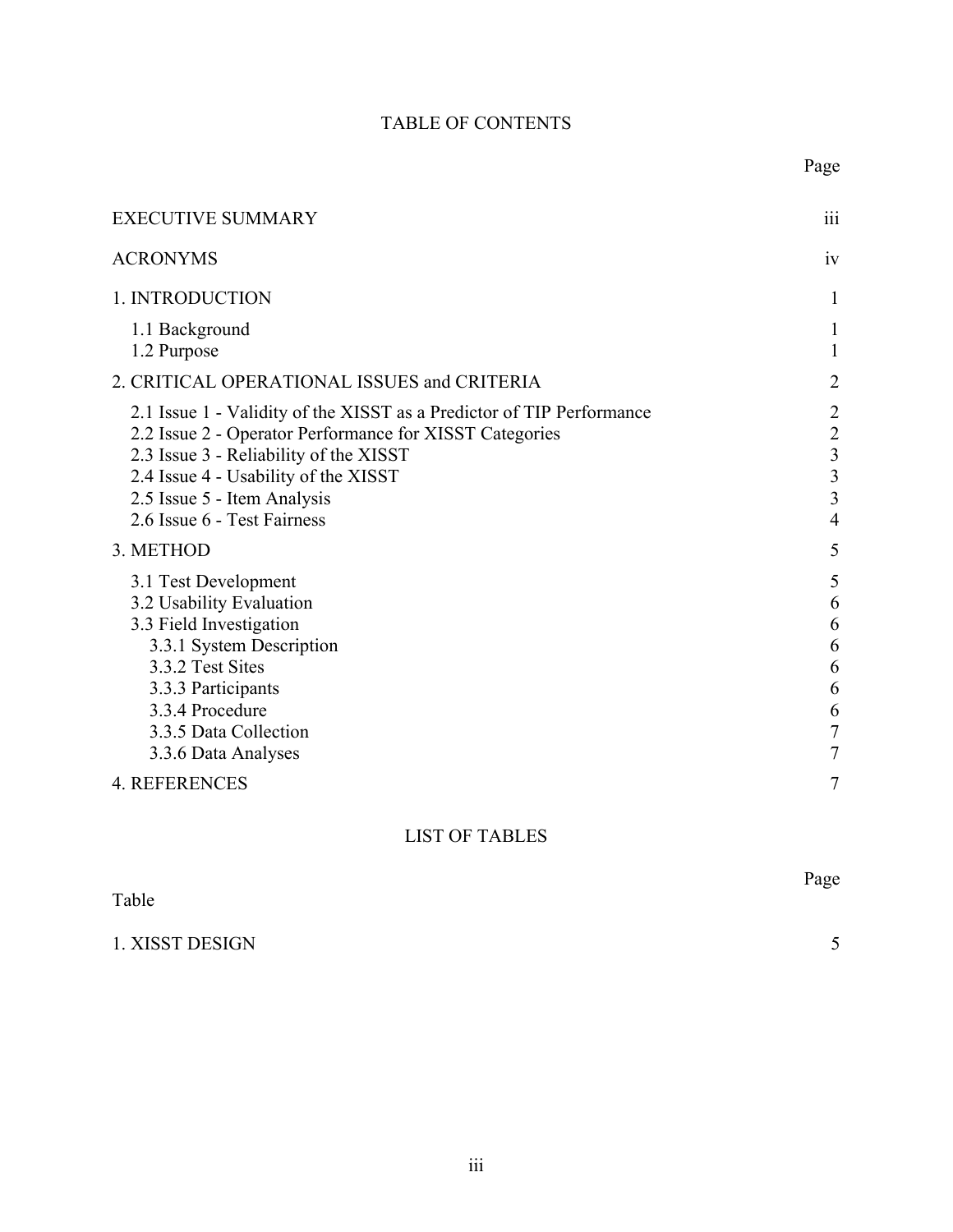# TABLE OF CONTENTS

| | Page |
|---|---|
| EXECUTIVE SUMMARY | iii |
| ACRONYMS | iv |
| 1. INTRODUCTION | 1 |
| 1.1 Background | 1 |
| 1.2 Purpose | 1 |
| 2. CRITICAL OPERATIONAL ISSUES and CRITERIA | 2 |
| 2.1 Issue 1 - Validity of the XISST as a Predictor of TIP Performance | 2 |
| 2.2 Issue 2 - Operator Performance for XISST Categories | 2 |
| 2.3 Issue 3 - Reliability of the XISST | 3 |
| 2.4 Issue 4 - Usability of the XISST | 3 |
| 2.5 Issue 5 - Item Analysis | 3 |
| 2.6 Issue 6 - Test Fairness | 4 |
| 3. METHOD | 5 |
| 3.1 Test Development | 5 |
| 3.2 Usability Evaluation | 6 |
| 3.3 Field Investigation | 6 |
| 3.3.1 System Description | 6 |
| 3.3.2 Test Sites | 6 |
| 3.3.3 Participants | 6 |
| 3.3.4 Procedure | 6 |
| 3.3.5 Data Collection | 7 |
| 3.3.6 Data Analyses | 7 |
| 4. REFERENCES | 7 |

# LIST OF TABLES

| Table | Page |
|---|---|
| 1. XISST DESIGN | 5 |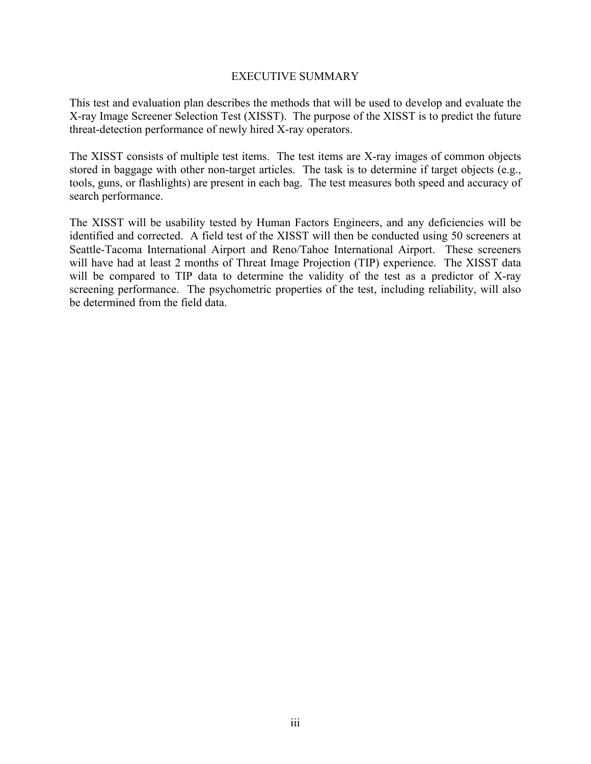# EXECUTIVE SUMMARY

This test and evaluation plan describes the methods that will be used to develop and evaluate the X-ray Image Screener Selection Test (XISST). The purpose of the XISST is to predict the future threat-detection performance of newly hired X-ray operators.

The XISST consists of multiple test items. The test items are X-ray images of common objects stored in baggage with other non-target articles. The task is to determine if target objects (e.g., tools, guns, or flashlights) are present in each bag. The test measures both speed and accuracy of search performance.

The XISST will be usability tested by Human Factors Engineers, and any deficiencies will be identified and corrected. A field test of the XISST will then be conducted using 50 screeners at Seattle-Tacoma International Airport and Reno/Tahoe International Airport. These screeners will have had at least 2 months of Threat Image Projection (TIP) experience. The XISST data will be compared to TIP data to determine the validity of the test as a predictor of X-ray screening performance. The psychometric properties of the test, including reliability, will also be determined from the field data.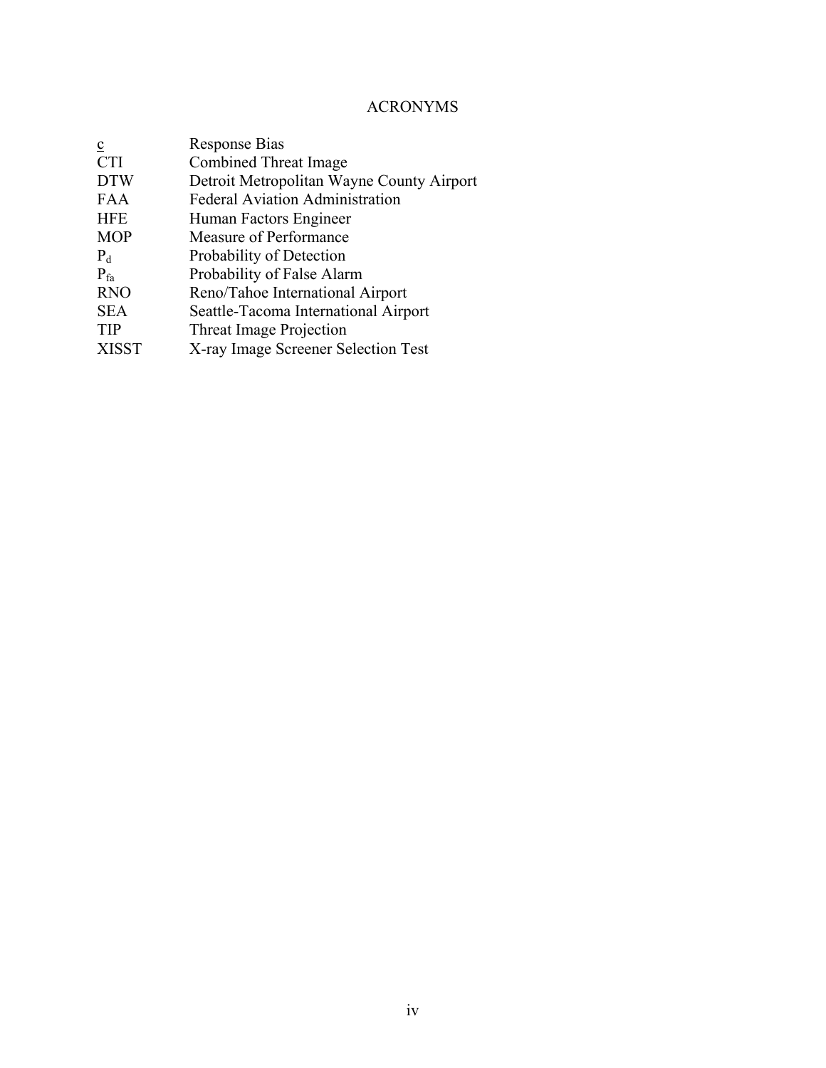# ACRONYMS

| | |
|---|---|
| c | Response Bias |
| CTI | Combined Threat Image |
| DTW | Detroit Metropolitan Wayne County Airport |
| FAA | Federal Aviation Administration |
| HFE | Human Factors Engineer |
| MOP | Measure of Performance |
| $P_d$ | Probability of Detection |
| $P_{fa}$ | Probability of False Alarm |
| RNO | Reno/Tahoe International Airport |
| SEA | Seattle-Tacoma International Airport |
| TIP | Threat Image Projection |
| XISST | X-ray Image Screener Selection Test |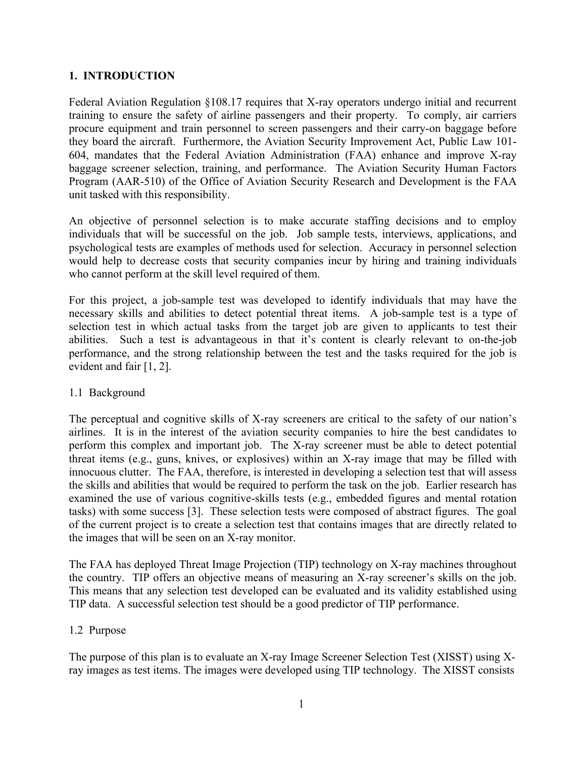## 1. INTRODUCTION

Federal Aviation Regulation §108.17 requires that X-ray operators undergo initial and recurrent training to ensure the safety of airline passengers and their property. To comply, air carriers procure equipment and train personnel to screen passengers and their carry-on baggage before they board the aircraft. Furthermore, the Aviation Security Improvement Act, Public Law 101-604, mandates that the Federal Aviation Administration (FAA) enhance and improve X-ray baggage screener selection, training, and performance. The Aviation Security Human Factors Program (AAR-510) of the Office of Aviation Security Research and Development is the FAA unit tasked with this responsibility.

An objective of personnel selection is to make accurate staffing decisions and to employ individuals that will be successful on the job. Job sample tests, interviews, applications, and psychological tests are examples of methods used for selection. Accuracy in personnel selection would help to decrease costs that security companies incur by hiring and training individuals who cannot perform at the skill level required of them.

For this project, a job-sample test was developed to identify individuals that may have the necessary skills and abilities to detect potential threat items. A job-sample test is a type of selection test in which actual tasks from the target job are given to applicants to test their abilities. Such a test is advantageous in that it's content is clearly relevant to on-the-job performance, and the strong relationship between the test and the tasks required for the job is evident and fair [1, 2].

### 1.1 Background

The perceptual and cognitive skills of X-ray screeners are critical to the safety of our nation's airlines. It is in the interest of the aviation security companies to hire the best candidates to perform this complex and important job. The X-ray screener must be able to detect potential threat items (e.g., guns, knives, or explosives) within an X-ray image that may be filled with innocuous clutter. The FAA, therefore, is interested in developing a selection test that will assess the skills and abilities that would be required to perform the task on the job. Earlier research has examined the use of various cognitive-skills tests (e.g., embedded figures and mental rotation tasks) with some success [3]. These selection tests were composed of abstract figures. The goal of the current project is to create a selection test that contains images that are directly related to the images that will be seen on an X-ray monitor.

The FAA has deployed Threat Image Projection (TIP) technology on X-ray machines throughout the country. TIP offers an objective means of measuring an X-ray screener's skills on the job. This means that any selection test developed can be evaluated and its validity established using TIP data. A successful selection test should be a good predictor of TIP performance.

### 1.2 Purpose

The purpose of this plan is to evaluate an X-ray Image Screener Selection Test (XISST) using X-ray images as test items. The images were developed using TIP technology. The XISST consists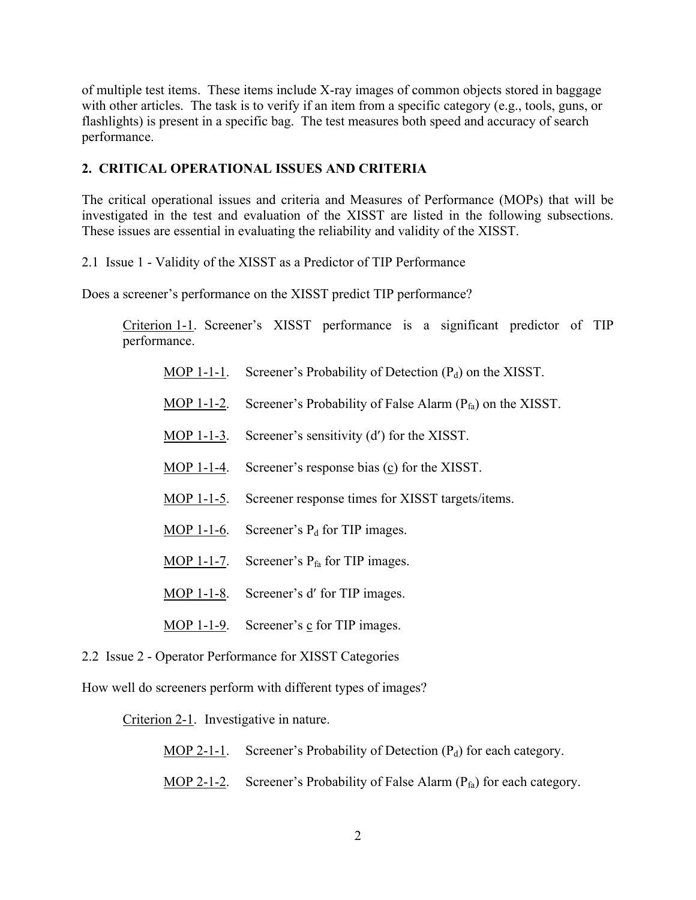of multiple test items. These items include X-ray images of common objects stored in baggage with other articles. The task is to verify if an item from a specific category (e.g., tools, guns, or flashlights) is present in a specific bag. The test measures both speed and accuracy of search performance.

## 2. CRITICAL OPERATIONAL ISSUES AND CRITERIA

The critical operational issues and criteria and Measures of Performance (MOPs) that will be investigated in the test and evaluation of the XISST are listed in the following subsections. These issues are essential in evaluating the reliability and validity of the XISST.

2.1 Issue 1 - Validity of the XISST as a Predictor of TIP Performance

Does a screener's performance on the XISST predict TIP performance?

> Criterion 1-1. Screener's XISST performance is a significant predictor of TIP performance.
>
> > MOP 1-1-1. Screener's Probability of Detection ($P_d$) on the XISST.
> >
> > MOP 1-1-2. Screener's Probability of False Alarm ($P_{fa}$) on the XISST.
> >
> > MOP 1-1-3. Screener's sensitivity (d′) for the XISST.
> >
> > MOP 1-1-4. Screener's response bias (c) for the XISST.
> >
> > MOP 1-1-5. Screener response times for XISST targets/items.
> >
> > MOP 1-1-6. Screener's $P_d$ for TIP images.
> >
> > MOP 1-1-7. Screener's $P_{fa}$ for TIP images.
> >
> > MOP 1-1-8. Screener's d′ for TIP images.
> >
> > MOP 1-1-9. Screener's c for TIP images.

2.2 Issue 2 - Operator Performance for XISST Categories

How well do screeners perform with different types of images?

> Criterion 2-1. Investigative in nature.
>
> > MOP 2-1-1. Screener's Probability of Detection ($P_d$) for each category.
> >
> > MOP 2-1-2. Screener's Probability of False Alarm ($P_{fa}$) for each category.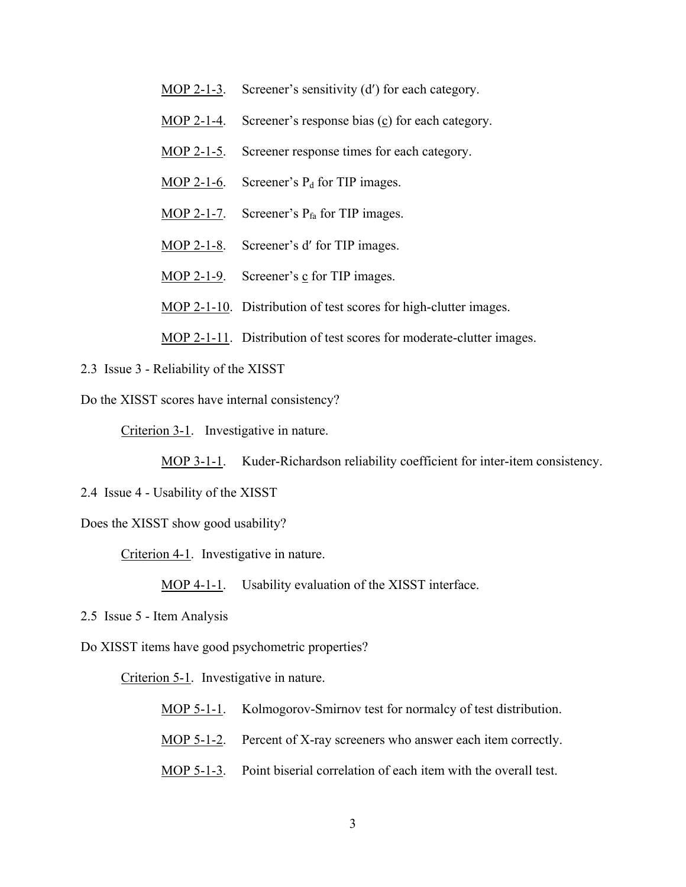MOP 2-1-3. Screener's sensitivity (d′) for each category.

MOP 2-1-4. Screener's response bias (c) for each category.

MOP 2-1-5. Screener response times for each category.

MOP 2-1-6. Screener's $P_d$ for TIP images.

MOP 2-1-7. Screener's $P_{fa}$ for TIP images.

MOP 2-1-8. Screener's d′ for TIP images.

MOP 2-1-9. Screener's c for TIP images.

MOP 2-1-10. Distribution of test scores for high-clutter images.

MOP 2-1-11. Distribution of test scores for moderate-clutter images.

## 2.3 Issue 3 - Reliability of the XISST

Do the XISST scores have internal consistency?

Criterion 3-1. Investigative in nature.

MOP 3-1-1. Kuder-Richardson reliability coefficient for inter-item consistency.

## 2.4 Issue 4 - Usability of the XISST

Does the XISST show good usability?

Criterion 4-1. Investigative in nature.

MOP 4-1-1. Usability evaluation of the XISST interface.

## 2.5 Issue 5 - Item Analysis

Do XISST items have good psychometric properties?

Criterion 5-1. Investigative in nature.

MOP 5-1-1. Kolmogorov-Smirnov test for normalcy of test distribution.

MOP 5-1-2. Percent of X-ray screeners who answer each item correctly.

MOP 5-1-3. Point biserial correlation of each item with the overall test.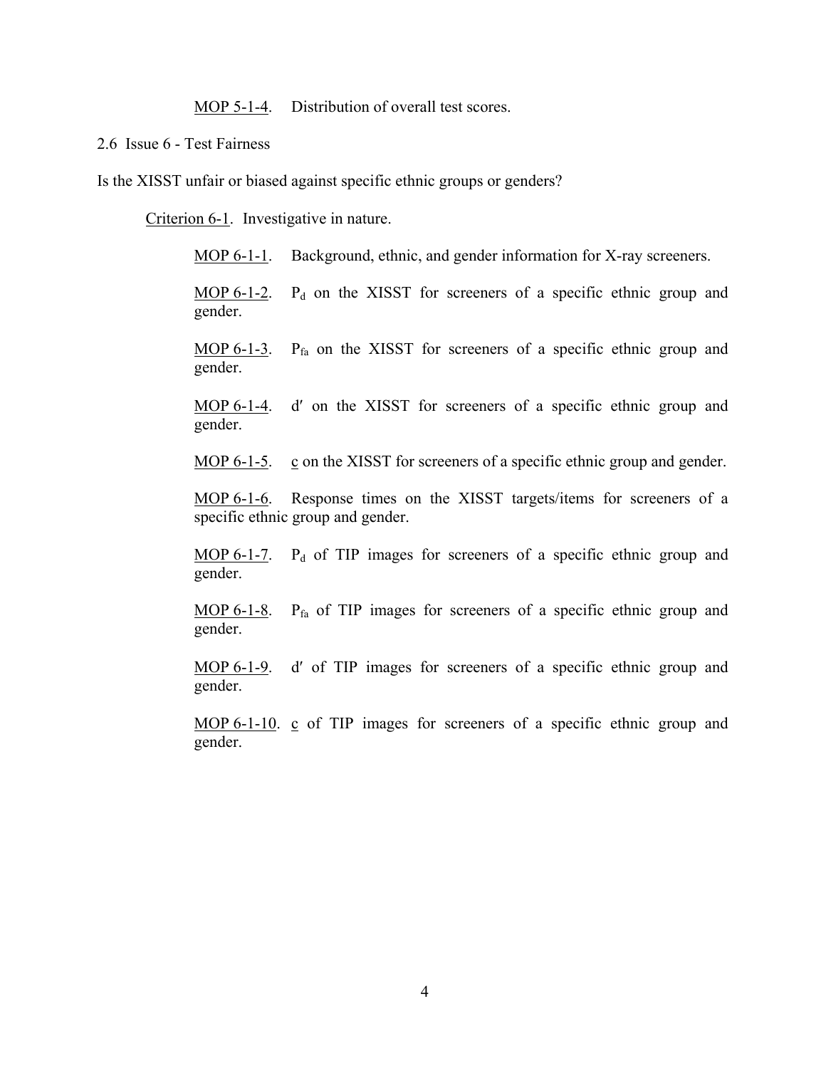MOP 5-1-4. Distribution of overall test scores.

## 2.6 Issue 6 - Test Fairness

Is the XISST unfair or biased against specific ethnic groups or genders?

Criterion 6-1. Investigative in nature.

MOP 6-1-1. Background, ethnic, and gender information for X-ray screeners.

MOP 6-1-2. $P_d$ on the XISST for screeners of a specific ethnic group and gender.

MOP 6-1-3. $P_{fa}$ on the XISST for screeners of a specific ethnic group and gender.

MOP 6-1-4. $d'$ on the XISST for screeners of a specific ethnic group and gender.

MOP 6-1-5. $c$ on the XISST for screeners of a specific ethnic group and gender.

MOP 6-1-6. Response times on the XISST targets/items for screeners of a specific ethnic group and gender.

MOP 6-1-7. $P_d$ of TIP images for screeners of a specific ethnic group and gender.

MOP 6-1-8. $P_{fa}$ of TIP images for screeners of a specific ethnic group and gender.

MOP 6-1-9. $d'$ of TIP images for screeners of a specific ethnic group and gender.

MOP 6-1-10. $c$ of TIP images for screeners of a specific ethnic group and gender.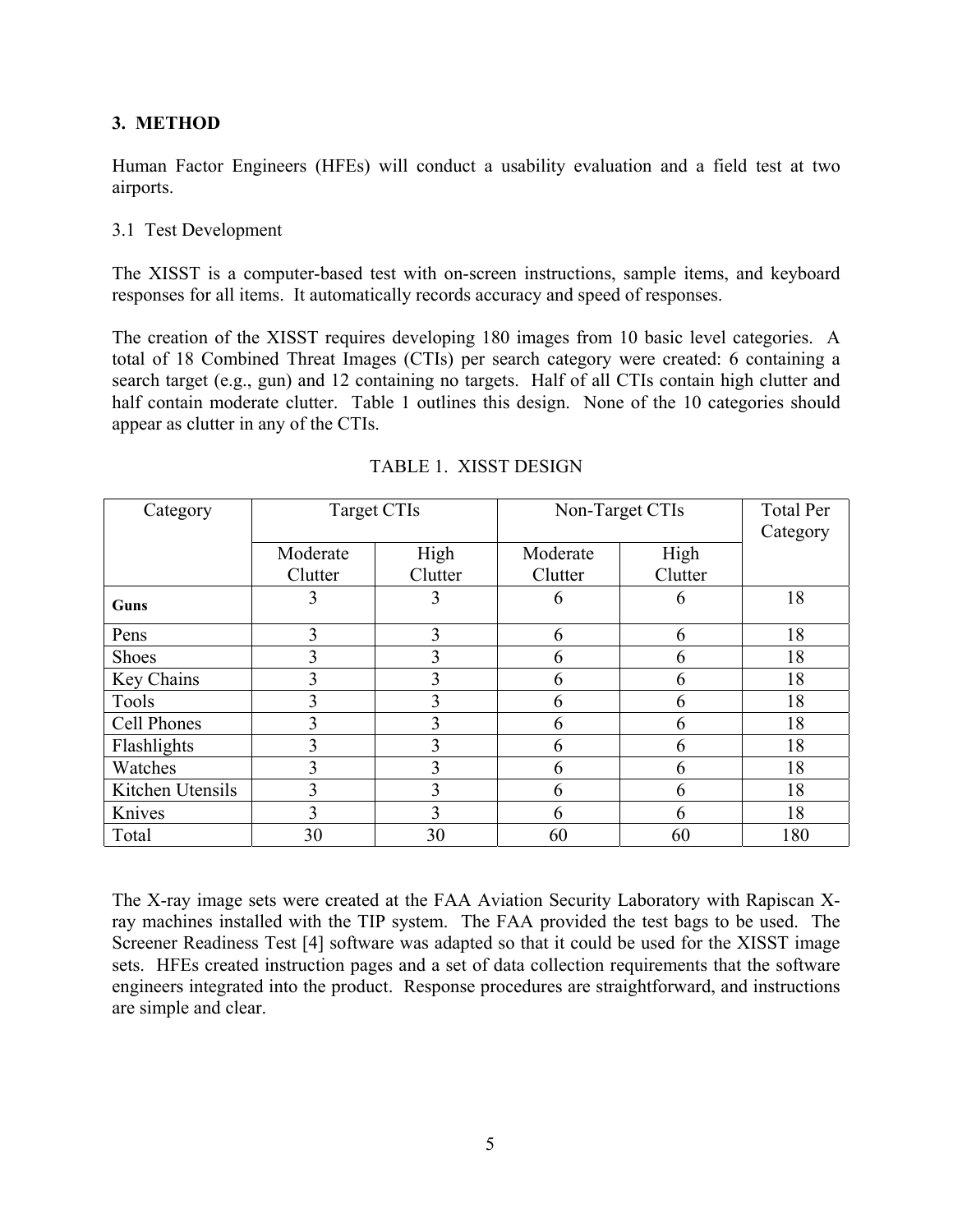## 3. METHOD

Human Factor Engineers (HFEs) will conduct a usability evaluation and a field test at two airports.

### 3.1 Test Development

The XISST is a computer-based test with on-screen instructions, sample items, and keyboard responses for all items. It automatically records accuracy and speed of responses.

The creation of the XISST requires developing 180 images from 10 basic level categories. A total of 18 Combined Threat Images (CTIs) per search category were created: 6 containing a search target (e.g., gun) and 12 containing no targets. Half of all CTIs contain high clutter and half contain moderate clutter. Table 1 outlines this design. None of the 10 categories should appear as clutter in any of the CTIs.

TABLE 1. XISST DESIGN

| Category | Target CTIs | | Non-Target CTIs | | Total Per Category |
|---|---|---|---|---|---|
| | Moderate Clutter | High Clutter | Moderate Clutter | High Clutter | |
| **Guns** | 3 | 3 | 6 | 6 | 18 |
| Pens | 3 | 3 | 6 | 6 | 18 |
| Shoes | 3 | 3 | 6 | 6 | 18 |
| Key Chains | 3 | 3 | 6 | 6 | 18 |
| Tools | 3 | 3 | 6 | 6 | 18 |
| Cell Phones | 3 | 3 | 6 | 6 | 18 |
| Flashlights | 3 | 3 | 6 | 6 | 18 |
| Watches | 3 | 3 | 6 | 6 | 18 |
| Kitchen Utensils | 3 | 3 | 6 | 6 | 18 |
| Knives | 3 | 3 | 6 | 6 | 18 |
| Total | 30 | 30 | 60 | 60 | 180 |

The X-ray image sets were created at the FAA Aviation Security Laboratory with Rapiscan X-ray machines installed with the TIP system. The FAA provided the test bags to be used. The Screener Readiness Test [4] software was adapted so that it could be used for the XISST image sets. HFEs created instruction pages and a set of data collection requirements that the software engineers integrated into the product. Response procedures are straightforward, and instructions are simple and clear.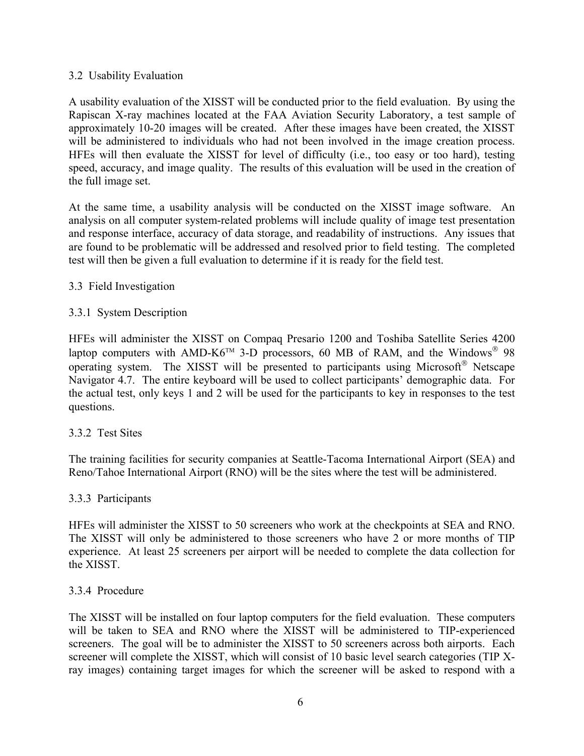### 3.2 Usability Evaluation

A usability evaluation of the XISST will be conducted prior to the field evaluation. By using the Rapiscan X-ray machines located at the FAA Aviation Security Laboratory, a test sample of approximately 10-20 images will be created. After these images have been created, the XISST will be administered to individuals who had not been involved in the image creation process. HFEs will then evaluate the XISST for level of difficulty (i.e., too easy or too hard), testing speed, accuracy, and image quality. The results of this evaluation will be used in the creation of the full image set.

At the same time, a usability analysis will be conducted on the XISST image software. An analysis on all computer system-related problems will include quality of image test presentation and response interface, accuracy of data storage, and readability of instructions. Any issues that are found to be problematic will be addressed and resolved prior to field testing. The completed test will then be given a full evaluation to determine if it is ready for the field test.

### 3.3 Field Investigation

#### 3.3.1 System Description

HFEs will administer the XISST on Compaq Presario 1200 and Toshiba Satellite Series 4200 laptop computers with AMD-K6™ 3-D processors, 60 MB of RAM, and the Windows® 98 operating system. The XISST will be presented to participants using Microsoft® Netscape Navigator 4.7. The entire keyboard will be used to collect participants' demographic data. For the actual test, only keys 1 and 2 will be used for the participants to key in responses to the test questions.

#### 3.3.2 Test Sites

The training facilities for security companies at Seattle-Tacoma International Airport (SEA) and Reno/Tahoe International Airport (RNO) will be the sites where the test will be administered.

#### 3.3.3 Participants

HFEs will administer the XISST to 50 screeners who work at the checkpoints at SEA and RNO. The XISST will only be administered to those screeners who have 2 or more months of TIP experience. At least 25 screeners per airport will be needed to complete the data collection for the XISST.

#### 3.3.4 Procedure

The XISST will be installed on four laptop computers for the field evaluation. These computers will be taken to SEA and RNO where the XISST will be administered to TIP-experienced screeners. The goal will be to administer the XISST to 50 screeners across both airports. Each screener will complete the XISST, which will consist of 10 basic level search categories (TIP X-ray images) containing target images for which the screener will be asked to respond with a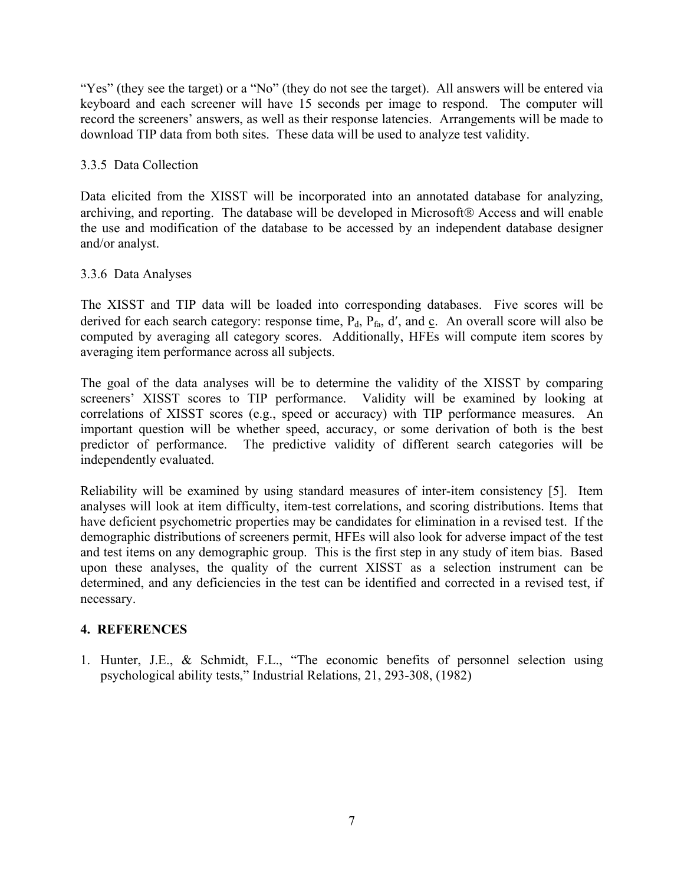"Yes" (they see the target) or a "No" (they do not see the target). All answers will be entered via keyboard and each screener will have 15 seconds per image to respond. The computer will record the screeners' answers, as well as their response latencies. Arrangements will be made to download TIP data from both sites. These data will be used to analyze test validity.

3.3.5 Data Collection

Data elicited from the XISST will be incorporated into an annotated database for analyzing, archiving, and reporting. The database will be developed in Microsoft® Access and will enable the use and modification of the database to be accessed by an independent database designer and/or analyst.

3.3.6 Data Analyses

The XISST and TIP data will be loaded into corresponding databases. Five scores will be derived for each search category: response time, $P_d$, $P_{fa}$, $d'$, and $\underline{c}$. An overall score will also be computed by averaging all category scores. Additionally, HFEs will compute item scores by averaging item performance across all subjects.

The goal of the data analyses will be to determine the validity of the XISST by comparing screeners' XISST scores to TIP performance. Validity will be examined by looking at correlations of XISST scores (e.g., speed or accuracy) with TIP performance measures. An important question will be whether speed, accuracy, or some derivation of both is the best predictor of performance. The predictive validity of different search categories will be independently evaluated.

Reliability will be examined by using standard measures of inter-item consistency [5]. Item analyses will look at item difficulty, item-test correlations, and scoring distributions. Items that have deficient psychometric properties may be candidates for elimination in a revised test. If the demographic distributions of screeners permit, HFEs will also look for adverse impact of the test and test items on any demographic group. This is the first step in any study of item bias. Based upon these analyses, the quality of the current XISST as a selection instrument can be determined, and any deficiencies in the test can be identified and corrected in a revised test, if necessary.

## 4. REFERENCES

1. Hunter, J.E., & Schmidt, F.L., "The economic benefits of personnel selection using psychological ability tests," Industrial Relations, 21, 293-308, (1982)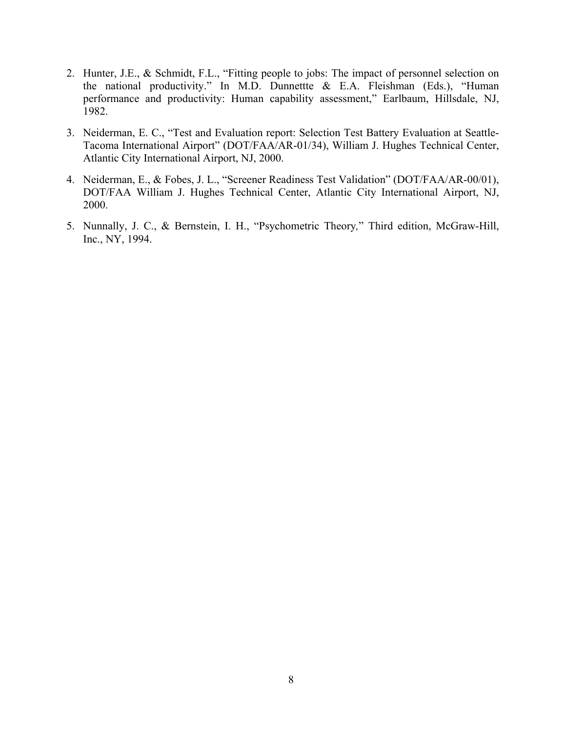2. Hunter, J.E., & Schmidt, F.L., "Fitting people to jobs: The impact of personnel selection on the national productivity." In M.D. Dunnettte & E.A. Fleishman (Eds.), "Human performance and productivity: Human capability assessment," Earlbaum, Hillsdale, NJ, 1982.

3. Neiderman, E. C., "Test and Evaluation report: Selection Test Battery Evaluation at Seattle-Tacoma International Airport" (DOT/FAA/AR-01/34), William J. Hughes Technical Center, Atlantic City International Airport, NJ, 2000.

4. Neiderman, E., & Fobes, J. L., "Screener Readiness Test Validation" (DOT/FAA/AR-00/01), DOT/FAA William J. Hughes Technical Center, Atlantic City International Airport, NJ, 2000.

5. Nunnally, J. C., & Bernstein, I. H., "Psychometric Theory," Third edition, McGraw-Hill, Inc., NY, 1994.